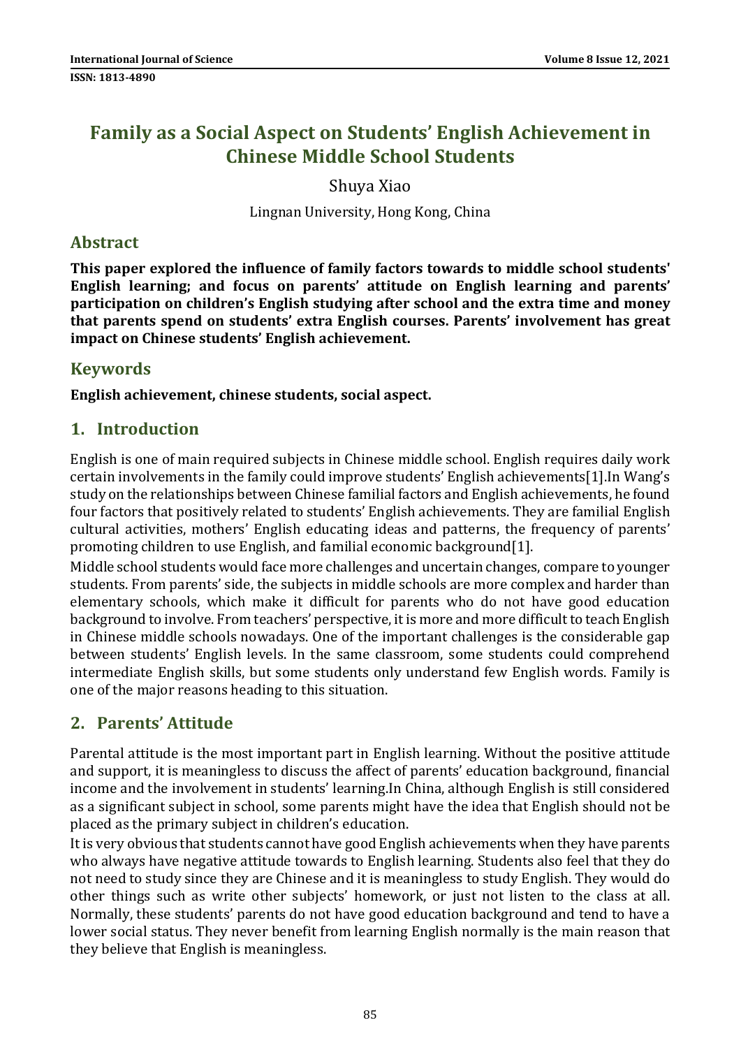# Family as a Social Aspect on Students' English Achievement in Chinese Middle School Students

Shuya Xiao

Lingnan University, Hong Kong, China

## Abstract

**This paper explored the influence of family factors towards to middle school students' English learning; and focus on parents' attitude on English learning and parents' participation on children's English studying after school and the extra time and money that parents spend on students' extra English courses. Parents' involvement has great impact on Chinese students' English achievement.**

## Keywords

**English achievement, chinese students, social aspect.**

## 1. Introduction

English is one of main required subjects in Chinese middle school. English requires daily work certain involvements in the family could improve students' English achievements[1].In Wang's study on the relationships between Chinese familial factors and English achievements, he found four factors that positively related to students' English achievements. They are familial English cultural activities, mothers' English educating ideas and patterns, the frequency of parents' promoting children to use English, and familial economic background[1].

Middle school students would face more challenges and uncertain changes, compare to younger students. From parents' side, the subjects in middle schools are more complex and harder than elementary schools, which make it difficult for parents who do not have good education background to involve. From teachers' perspective, it is more and more difficult to teach English in Chinese middle schools nowadays. One of the important challenges is the considerable gap between students' English levels. In the same classroom, some students could comprehend intermediate English skills, but some students only understand few English words. Family is one of the major reasons heading to this situation.

## 2. Parents' Attitude

Parental attitude is the most important part in English learning. Without the positive attitude and support, it is meaningless to discuss the affect of parents' education background, financial income and the involvement in students' learning.In China, although English is still considered as a significant subject in school, some parents might have the idea that English should not be placed as the primary subject in children's education.

It is very obvious that students cannot have good English achievements when they have parents who always have negative attitude towards to English learning. Students also feel that they do not need to study since they are Chinese and it is meaningless to study English. They would do other things such as write other subjects' homework, or just not listen to the class at all. Normally, these students' parents do not have good education background and tend to have a lower social status. They never benefit from learning English normally is the main reason that they believe that English is meaningless.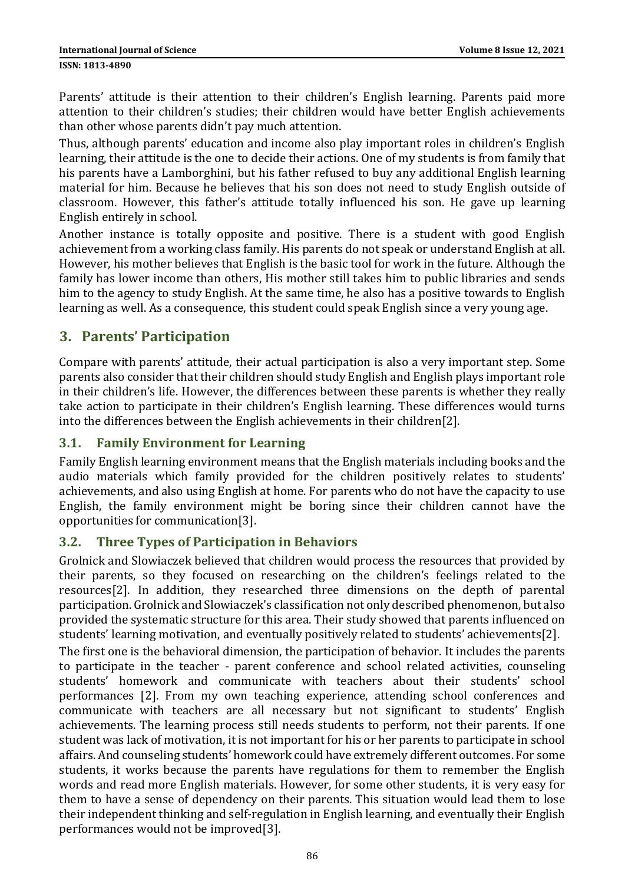Parents' attitude is their attention to their children's English learning. Parents paid more attention to their children's studies; their children would have better English achievements than other whose parents didn't pay much attention.

Thus, although parents' education and income also play important roles in children's English learning, their attitude is the one to decide their actions. One of my students is from family that his parents have a Lamborghini, but his father refused to buy any additional English learning material for him. Because he believes that his son does not need to study English outside of classroom. However, this father's attitude totally influenced his son. He gave up learning English entirely in school.

Another instance is totally opposite and positive. There is a student with good English achievement from a working class family. His parents do not speak or understand English at all. However, his mother believes that English is the basic tool for work in the future. Although the family has lower income than others, His mother still takes him to public libraries and sends him to the agency to study English. At the same time, he also has a positive towards to English learning as well. As a consequence, this student could speak English since a very young age.

## 3. Parents' Participation

Compare with parents' attitude, their actual participation is also a very important step. Some parents also consider that their children should study English and English plays important role in their children's life. However, the differences between these parents is whether they really take action to participate in their children's English learning. These differences would turns into the differences between the English achievements in their children[2].

### 3.1. Family Environment for Learning

Family English learning environment means that the English materials including books and the audio materials which family provided for the children positively relates to students' achievements, and also using English at home. For parents who do not have the capacity to use English, the family environment might be boring since their children cannot have the opportunities for communication[3].

### 3.2. Three Types of Participation in Behaviors

Grolnick and Slowiaczek believed that children would process the resources that provided by their parents, so they focused on researching on the children's feelings related to the resources[2]. In addition, they researched three dimensions on the depth of parental participation. Grolnick and Slowiaczek's classification not only described phenomenon, but also provided the systematic structure for this area. Their study showed that parents influenced on students' learning motivation, and eventually positively related to students' achievements[2].

The first one is the behavioral dimension, the participation of behavior. It includes the parents to participate in the teacher - parent conference and school related activities, counseling students' homework and communicate with teachers about their students' school performances [2]. From my own teaching experience, attending school conferences and communicate with teachers are all necessary but not significant to students' English achievements. The learning process still needs students to perform, not their parents. If one student was lack of motivation, it is not important for his or her parents to participate in school affairs. And counseling students' homework could have extremely different outcomes. For some students, it works because the parents have regulations for them to remember the English words and read more English materials. However, for some other students, it is very easy for them to have a sense of dependency on their parents. This situation would lead them to lose their independent thinking and self-regulation in English learning, and eventually their English performances would not be improved[3].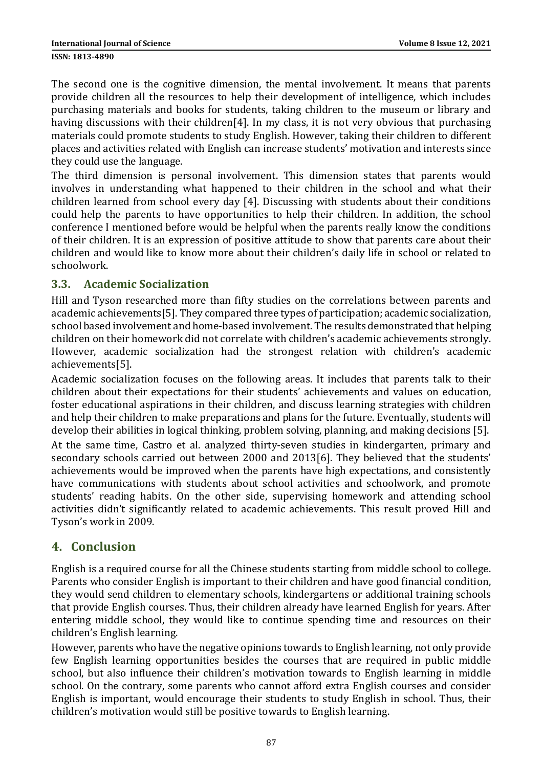The second one is the cognitive dimension, the mental involvement. It means that parents provide children all the resources to help their development of intelligence, which includes purchasing materials and books for students, taking children to the museum or library and having discussions with their children[4]. In my class, it is not very obvious that purchasing materials could promote students to study English. However, taking their children to different places and activities related with English can increase students' motivation and interests since they could use the language.

The third dimension is personal involvement. This dimension states that parents would involves in understanding what happened to their children in the school and what their children learned from school every day [4]. Discussing with students about their conditions could help the parents to have opportunities to help their children. In addition, the school conference I mentioned before would be helpful when the parents really know the conditions of their children. It is an expression of positive attitude to show that parents care about their children and would like to know more about their children's daily life in school or related to schoolwork.

## 3.3. Academic Socialization

Hill and Tyson researched more than fifty studies on the correlations between parents and academic achievements[5]. They compared three types of participation; academic socialization, school based involvement and home-based involvement. The results demonstrated that helping children on their homework did not correlate with children's academic achievements strongly. However, academic socialization had the strongest relation with children's academic achievements[5].

Academic socialization focuses on the following areas. It includes that parents talk to their children about their expectations for their students' achievements and values on education, foster educational aspirations in their children, and discuss learning strategies with children and help their children to make preparations and plans for the future. Eventually, students will develop their abilities in logical thinking, problem solving, planning, and making decisions [5].

At the same time, Castro et al. analyzed thirty-seven studies in kindergarten, primary and secondary schools carried out between 2000 and 2013[6]. They believed that the students' achievements would be improved when the parents have high expectations, and consistently have communications with students about school activities and schoolwork, and promote students' reading habits. On the other side, supervising homework and attending school activities didn't significantly related to academic achievements. This result proved Hill and Tyson's work in 2009.

# 4. Conclusion

English is a required course for all the Chinese students starting from middle school to college. Parents who consider English is important to their children and have good financial condition, they would send children to elementary schools, kindergartens or additional training schools that provide English courses. Thus, their children already have learned English for years. After entering middle school, they would like to continue spending time and resources on their children's English learning.

However, parents who have the negative opinions towards to English learning, not only provide few English learning opportunities besides the courses that are required in public middle school, but also influence their children's motivation towards to English learning in middle school. On the contrary, some parents who cannot afford extra English courses and consider English is important, would encourage their students to study English in school. Thus, their children's motivation would still be positive towards to English learning.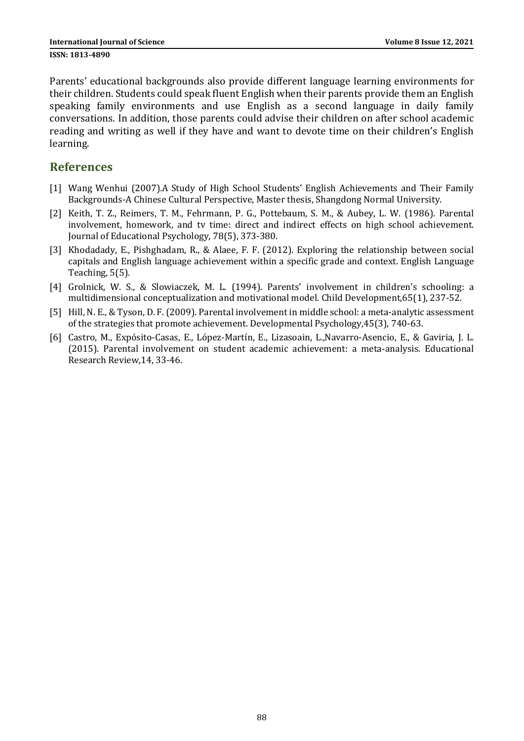Parents' educational backgrounds also provide different language learning environments for their children. Students could speak fluent English when their parents provide them an English speaking family environments and use English as a second language in daily family conversations. In addition, those parents could advise their children on after school academic reading and writing as well if they have and want to devote time on their children's English learning.

## References

[1] Wang Wenhui (2007).A Study of High School Students' English Achievements and Their Family Backgrounds-A Chinese Cultural Perspective, Master thesis, Shangdong Normal University.

[2] Keith, T. Z., Reimers, T. M., Fehrmann, P. G., Pottebaum, S. M., & Aubey, L. W. (1986). Parental involvement, homework, and tv time: direct and indirect effects on high school achievement. Journal of Educational Psychology, 78(5), 373-380.

[3] Khodadady, E., Pishghadam, R., & Alaee, F. F. (2012). Exploring the relationship between social capitals and English language achievement within a specific grade and context. English Language Teaching, 5(5).

[4] Grolnick, W. S., & Slowiaczek, M. L. (1994). Parents' involvement in children's schooling: a multidimensional conceptualization and motivational model. Child Development,65(1), 237-52.

[5] Hill, N. E., & Tyson, D. F. (2009). Parental involvement in middle school: a meta-analytic assessment of the strategies that promote achievement. Developmental Psychology,45(3), 740-63.

[6] Castro, M., Expósito-Casas, E., López-Martín, E., Lizasoain, L.,Navarro-Asencio, E., & Gaviria, J. L. (2015). Parental involvement on student academic achievement: a meta-analysis. Educational Research Review,14, 33-46.